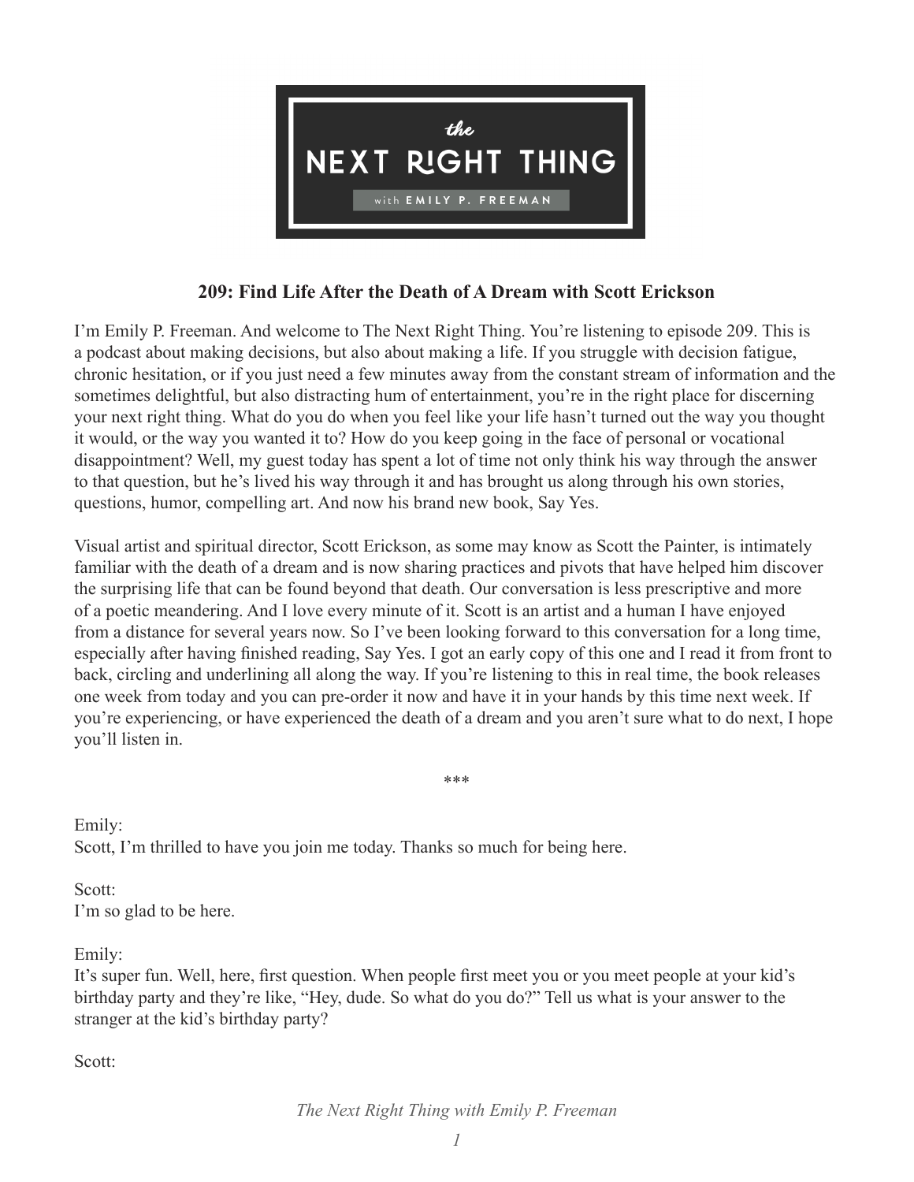# 209: Find Life After the Death of A Dream with Scott Erickson

I'm Emily P. Freeman. And welcome to The Next Right Thing. You're listening to episode 209. This is a podcast about making decisions, but also about making a life. If you struggle with decision fatigue, chronic hesitation, or if you just need a few minutes away from the constant stream of information and the sometimes delightful, but also distracting hum of entertainment, you're in the right place for discerning your next right thing. What do you do when you feel like your life hasn't turned out the way you thought it would, or the way you wanted it to? How do you keep going in the face of personal or vocational disappointment? Well, my guest today has spent a lot of time not only think his way through the answer to that question, but he's lived his way through it and has brought us along through his own stories, questions, humor, compelling art. And now his brand new book, Say Yes.

Visual artist and spiritual director, Scott Erickson, as some may know as Scott the Painter, is intimately familiar with the death of a dream and is now sharing practices and pivots that have helped him discover the surprising life that can be found beyond that death. Our conversation is less prescriptive and more of a poetic meandering. And I love every minute of it. Scott is an artist and a human I have enjoyed from a distance for several years now. So I've been looking forward to this conversation for a long time, especially after having finished reading, Say Yes. I got an early copy of this one and I read it from front to back, circling and underlining all along the way. If you're listening to this in real time, the book releases one week from today and you can pre-order it now and have it in your hands by this time next week. If you're experiencing, or have experienced the death of a dream and you aren't sure what to do next, I hope you'll listen in.

***

Emily:
Scott, I'm thrilled to have you join me today. Thanks so much for being here.

Scott:
I'm so glad to be here.

Emily:
It's super fun. Well, here, first question. When people first meet you or you meet people at your kid's birthday party and they're like, "Hey, dude. So what do you do?" Tell us what is your answer to the stranger at the kid's birthday party?

Scott: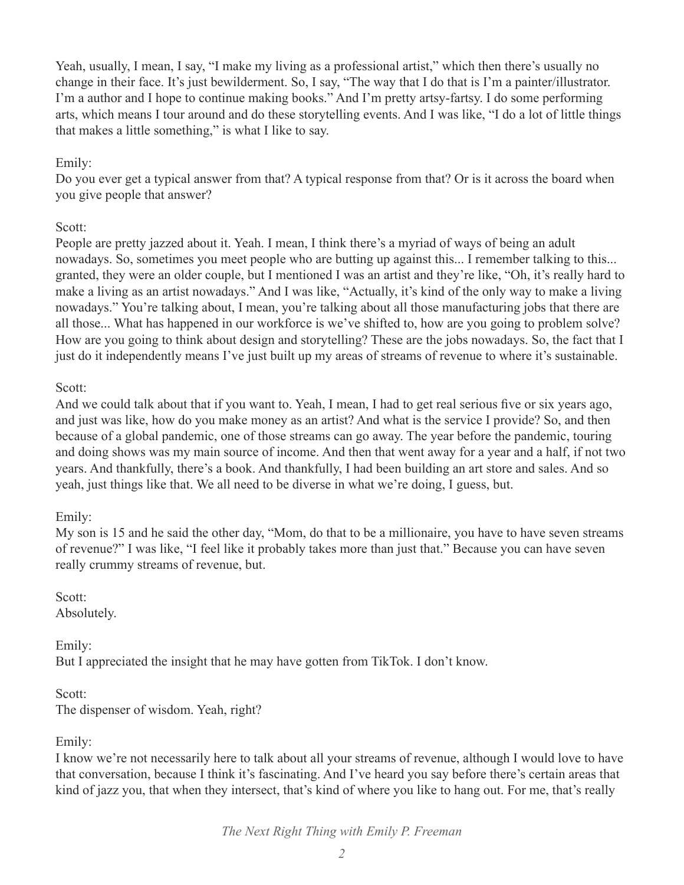Yeah, usually, I mean, I say, "I make my living as a professional artist," which then there's usually no change in their face. It's just bewilderment. So, I say, "The way that I do that is I'm a painter/illustrator. I'm a author and I hope to continue making books." And I'm pretty artsy-fartsy. I do some performing arts, which means I tour around and do these storytelling events. And I was like, "I do a lot of little things that makes a little something," is what I like to say.

Emily:
Do you ever get a typical answer from that? A typical response from that? Or is it across the board when you give people that answer?

Scott:
People are pretty jazzed about it. Yeah. I mean, I think there's a myriad of ways of being an adult nowadays. So, sometimes you meet people who are butting up against this... I remember talking to this... granted, they were an older couple, but I mentioned I was an artist and they're like, "Oh, it's really hard to make a living as an artist nowadays." And I was like, "Actually, it's kind of the only way to make a living nowadays." You're talking about, I mean, you're talking about all those manufacturing jobs that there are all those... What has happened in our workforce is we've shifted to, how are you going to problem solve? How are you going to think about design and storytelling? These are the jobs nowadays. So, the fact that I just do it independently means I've just built up my areas of streams of revenue to where it's sustainable.

Scott:
And we could talk about that if you want to. Yeah, I mean, I had to get real serious five or six years ago, and just was like, how do you make money as an artist? And what is the service I provide? So, and then because of a global pandemic, one of those streams can go away. The year before the pandemic, touring and doing shows was my main source of income. And then that went away for a year and a half, if not two years. And thankfully, there's a book. And thankfully, I had been building an art store and sales. And so yeah, just things like that. We all need to be diverse in what we're doing, I guess, but.

Emily:
My son is 15 and he said the other day, "Mom, do that to be a millionaire, you have to have seven streams of revenue?" I was like, "I feel like it probably takes more than just that." Because you can have seven really crummy streams of revenue, but.

Scott:
Absolutely.

Emily:
But I appreciated the insight that he may have gotten from TikTok. I don't know.

Scott:
The dispenser of wisdom. Yeah, right?

Emily:
I know we're not necessarily here to talk about all your streams of revenue, although I would love to have that conversation, because I think it's fascinating. And I've heard you say before there's certain areas that kind of jazz you, that when they intersect, that's kind of where you like to hang out. For me, that's really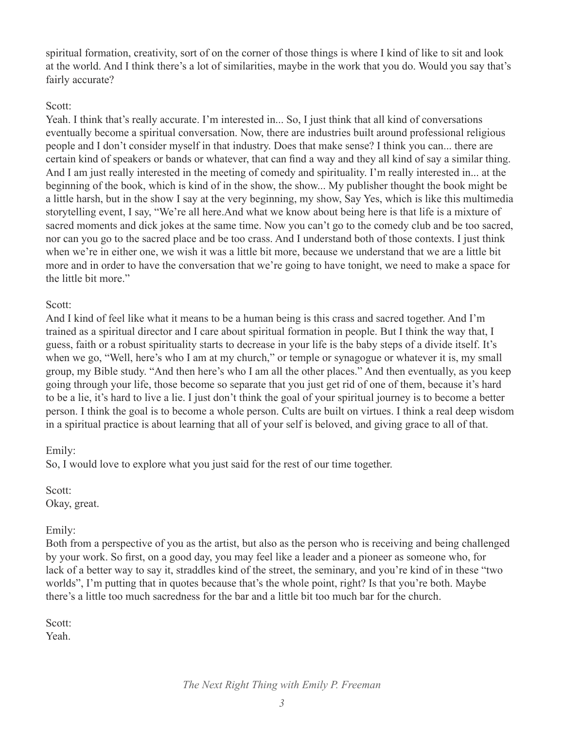spiritual formation, creativity, sort of on the corner of those things is where I kind of like to sit and look at the world. And I think there's a lot of similarities, maybe in the work that you do. Would you say that's fairly accurate?

Scott:
Yeah. I think that's really accurate. I'm interested in... So, I just think that all kind of conversations eventually become a spiritual conversation. Now, there are industries built around professional religious people and I don't consider myself in that industry. Does that make sense? I think you can... there are certain kind of speakers or bands or whatever, that can find a way and they all kind of say a similar thing. And I am just really interested in the meeting of comedy and spirituality. I'm really interested in... at the beginning of the book, which is kind of in the show, the show... My publisher thought the book might be a little harsh, but in the show I say at the very beginning, my show, Say Yes, which is like this multimedia storytelling event, I say, "We're all here.And what we know about being here is that life is a mixture of sacred moments and dick jokes at the same time. Now you can't go to the comedy club and be too sacred, nor can you go to the sacred place and be too crass. And I understand both of those contexts. I just think when we're in either one, we wish it was a little bit more, because we understand that we are a little bit more and in order to have the conversation that we're going to have tonight, we need to make a space for the little bit more."

Scott:
And I kind of feel like what it means to be a human being is this crass and sacred together. And I'm trained as a spiritual director and I care about spiritual formation in people. But I think the way that, I guess, faith or a robust spirituality starts to decrease in your life is the baby steps of a divide itself. It's when we go, "Well, here's who I am at my church," or temple or synagogue or whatever it is, my small group, my Bible study. "And then here's who I am all the other places." And then eventually, as you keep going through your life, those become so separate that you just get rid of one of them, because it's hard to be a lie, it's hard to live a lie. I just don't think the goal of your spiritual journey is to become a better person. I think the goal is to become a whole person. Cults are built on virtues. I think a real deep wisdom in a spiritual practice is about learning that all of your self is beloved, and giving grace to all of that.

Emily:
So, I would love to explore what you just said for the rest of our time together.

Scott:
Okay, great.

Emily:
Both from a perspective of you as the artist, but also as the person who is receiving and being challenged by your work. So first, on a good day, you may feel like a leader and a pioneer as someone who, for lack of a better way to say it, straddles kind of the street, the seminary, and you're kind of in these "two worlds", I'm putting that in quotes because that's the whole point, right? Is that you're both. Maybe there's a little too much sacredness for the bar and a little bit too much bar for the church.

Scott:
Yeah.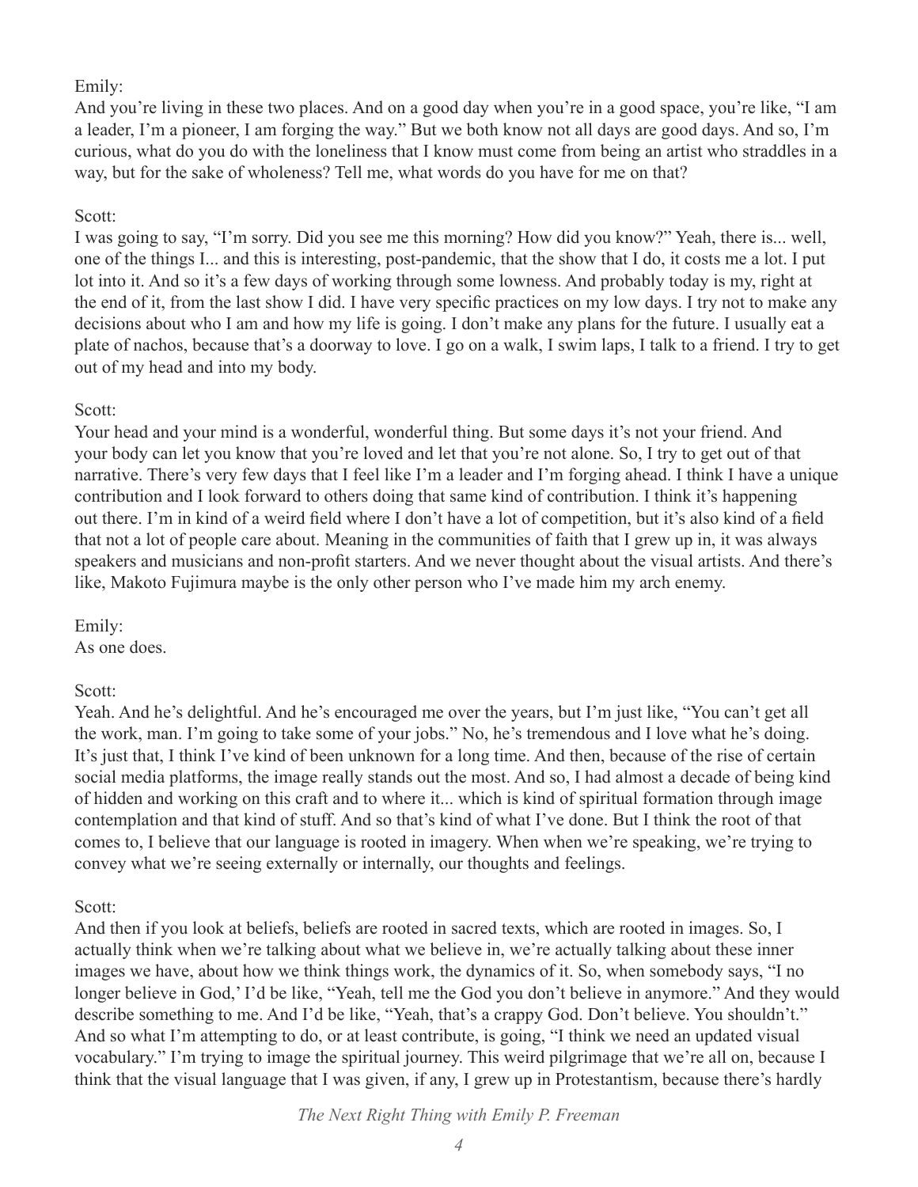Emily:
And you're living in these two places. And on a good day when you're in a good space, you're like, "I am a leader, I'm a pioneer, I am forging the way." But we both know not all days are good days. And so, I'm curious, what do you do with the loneliness that I know must come from being an artist who straddles in a way, but for the sake of wholeness? Tell me, what words do you have for me on that?

Scott:
I was going to say, "I'm sorry. Did you see me this morning? How did you know?" Yeah, there is... well, one of the things I... and this is interesting, post-pandemic, that the show that I do, it costs me a lot. I put lot into it. And so it's a few days of working through some lowness. And probably today is my, right at the end of it, from the last show I did. I have very specific practices on my low days. I try not to make any decisions about who I am and how my life is going. I don't make any plans for the future. I usually eat a plate of nachos, because that's a doorway to love. I go on a walk, I swim laps, I talk to a friend. I try to get out of my head and into my body.

Scott:
Your head and your mind is a wonderful, wonderful thing. But some days it's not your friend. And your body can let you know that you're loved and let that you're not alone. So, I try to get out of that narrative. There's very few days that I feel like I'm a leader and I'm forging ahead. I think I have a unique contribution and I look forward to others doing that same kind of contribution. I think it's happening out there. I'm in kind of a weird field where I don't have a lot of competition, but it's also kind of a field that not a lot of people care about. Meaning in the communities of faith that I grew up in, it was always speakers and musicians and non-profit starters. And we never thought about the visual artists. And there's like, Makoto Fujimura maybe is the only other person who I've made him my arch enemy.

Emily:
As one does.

Scott:
Yeah. And he's delightful. And he's encouraged me over the years, but I'm just like, "You can't get all the work, man. I'm going to take some of your jobs." No, he's tremendous and I love what he's doing. It's just that, I think I've kind of been unknown for a long time. And then, because of the rise of certain social media platforms, the image really stands out the most. And so, I had almost a decade of being kind of hidden and working on this craft and to where it... which is kind of spiritual formation through image contemplation and that kind of stuff. And so that's kind of what I've done. But I think the root of that comes to, I believe that our language is rooted in imagery. When when we're speaking, we're trying to convey what we're seeing externally or internally, our thoughts and feelings.

Scott:
And then if you look at beliefs, beliefs are rooted in sacred texts, which are rooted in images. So, I actually think when we're talking about what we believe in, we're actually talking about these inner images we have, about how we think things work, the dynamics of it. So, when somebody says, "I no longer believe in God,' I'd be like, "Yeah, tell me the God you don't believe in anymore." And they would describe something to me. And I'd be like, "Yeah, that's a crappy God. Don't believe. You shouldn't." And so what I'm attempting to do, or at least contribute, is going, "I think we need an updated visual vocabulary." I'm trying to image the spiritual journey. This weird pilgrimage that we're all on, because I think that the visual language that I was given, if any, I grew up in Protestantism, because there's hardly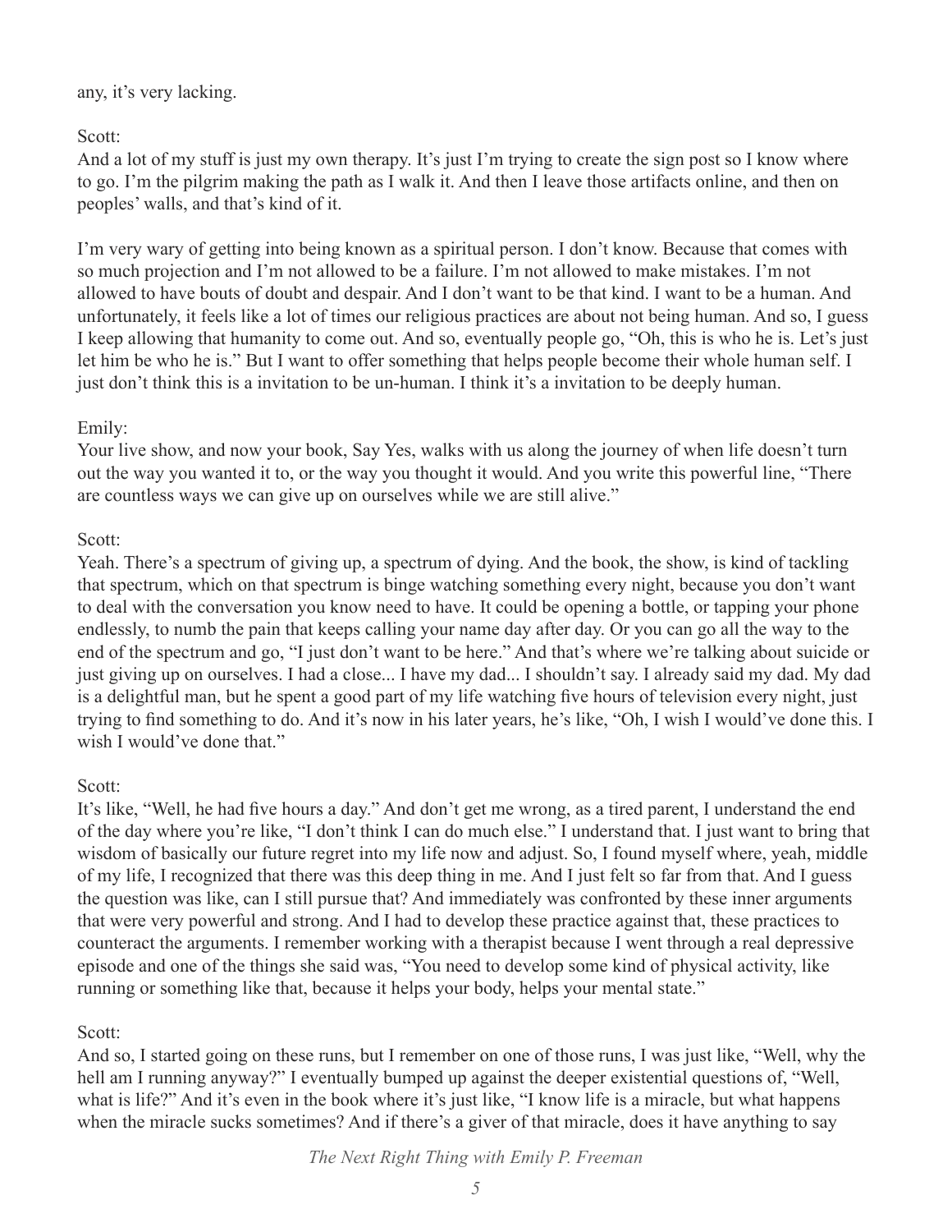any, it's very lacking.

Scott:
And a lot of my stuff is just my own therapy. It's just I'm trying to create the sign post so I know where to go. I'm the pilgrim making the path as I walk it. And then I leave those artifacts online, and then on peoples' walls, and that's kind of it.

I'm very wary of getting into being known as a spiritual person. I don't know. Because that comes with so much projection and I'm not allowed to be a failure. I'm not allowed to make mistakes. I'm not allowed to have bouts of doubt and despair. And I don't want to be that kind. I want to be a human. And unfortunately, it feels like a lot of times our religious practices are about not being human. And so, I guess I keep allowing that humanity to come out. And so, eventually people go, "Oh, this is who he is. Let's just let him be who he is." But I want to offer something that helps people become their whole human self. I just don't think this is a invitation to be un-human. I think it's a invitation to be deeply human.

Emily:
Your live show, and now your book, Say Yes, walks with us along the journey of when life doesn't turn out the way you wanted it to, or the way you thought it would. And you write this powerful line, "There are countless ways we can give up on ourselves while we are still alive."

Scott:
Yeah. There's a spectrum of giving up, a spectrum of dying. And the book, the show, is kind of tackling that spectrum, which on that spectrum is binge watching something every night, because you don't want to deal with the conversation you know need to have. It could be opening a bottle, or tapping your phone endlessly, to numb the pain that keeps calling your name day after day. Or you can go all the way to the end of the spectrum and go, "I just don't want to be here." And that's where we're talking about suicide or just giving up on ourselves. I had a close... I have my dad... I shouldn't say. I already said my dad. My dad is a delightful man, but he spent a good part of my life watching five hours of television every night, just trying to find something to do. And it's now in his later years, he's like, "Oh, I wish I would've done this. I wish I would've done that."

Scott:
It's like, "Well, he had five hours a day." And don't get me wrong, as a tired parent, I understand the end of the day where you're like, "I don't think I can do much else." I understand that. I just want to bring that wisdom of basically our future regret into my life now and adjust. So, I found myself where, yeah, middle of my life, I recognized that there was this deep thing in me. And I just felt so far from that. And I guess the question was like, can I still pursue that? And immediately was confronted by these inner arguments that were very powerful and strong. And I had to develop these practice against that, these practices to counteract the arguments. I remember working with a therapist because I went through a real depressive episode and one of the things she said was, "You need to develop some kind of physical activity, like running or something like that, because it helps your body, helps your mental state."

Scott:
And so, I started going on these runs, but I remember on one of those runs, I was just like, "Well, why the hell am I running anyway?" I eventually bumped up against the deeper existential questions of, "Well, what is life?" And it's even in the book where it's just like, "I know life is a miracle, but what happens when the miracle sucks sometimes? And if there's a giver of that miracle, does it have anything to say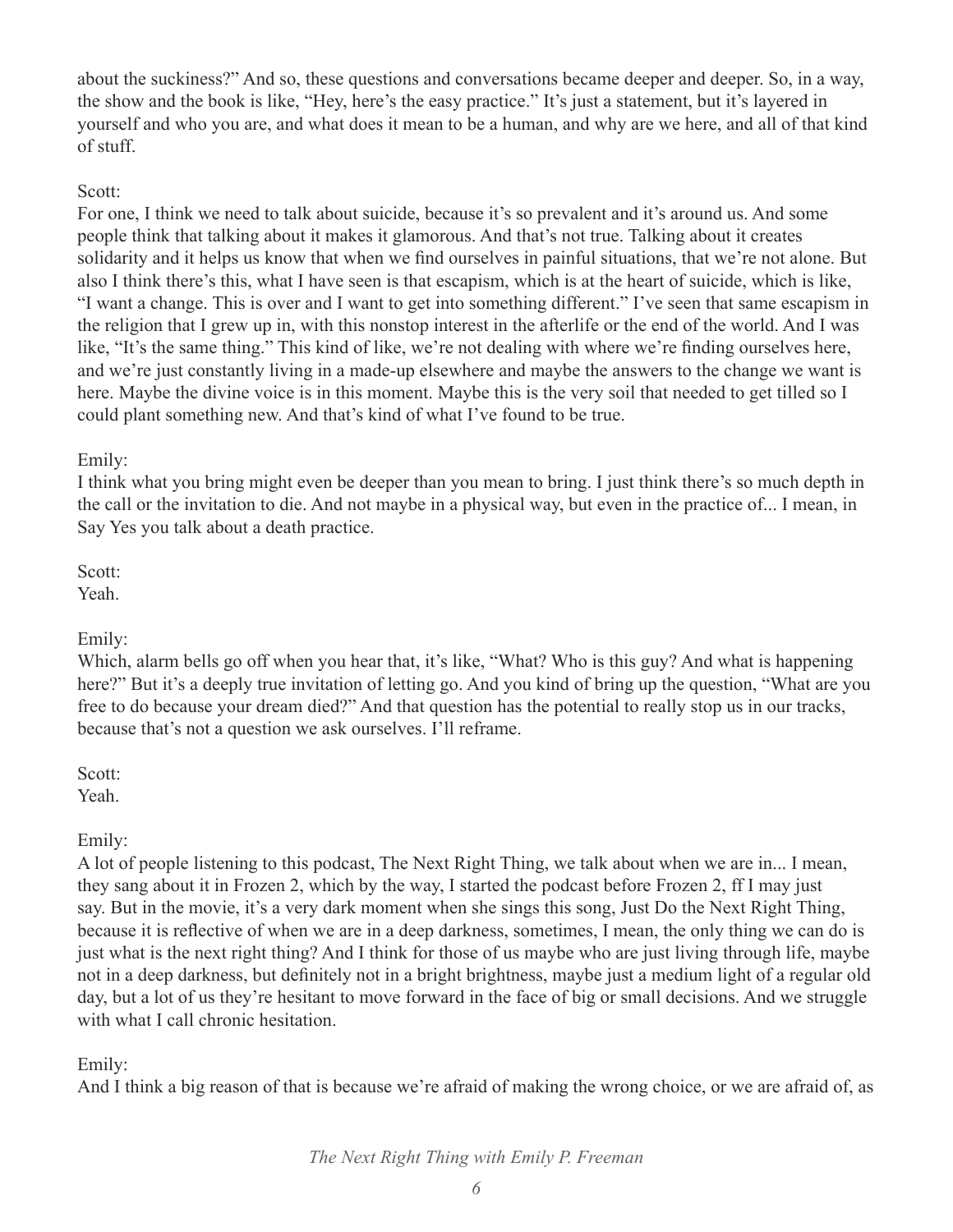about the suckiness?" And so, these questions and conversations became deeper and deeper. So, in a way, the show and the book is like, "Hey, here's the easy practice." It's just a statement, but it's layered in yourself and who you are, and what does it mean to be a human, and why are we here, and all of that kind of stuff.

Scott:
For one, I think we need to talk about suicide, because it's so prevalent and it's around us. And some people think that talking about it makes it glamorous. And that's not true. Talking about it creates solidarity and it helps us know that when we find ourselves in painful situations, that we're not alone. But also I think there's this, what I have seen is that escapism, which is at the heart of suicide, which is like, "I want a change. This is over and I want to get into something different." I've seen that same escapism in the religion that I grew up in, with this nonstop interest in the afterlife or the end of the world. And I was like, "It's the same thing." This kind of like, we're not dealing with where we're finding ourselves here, and we're just constantly living in a made-up elsewhere and maybe the answers to the change we want is here. Maybe the divine voice is in this moment. Maybe this is the very soil that needed to get tilled so I could plant something new. And that's kind of what I've found to be true.

Emily:
I think what you bring might even be deeper than you mean to bring. I just think there's so much depth in the call or the invitation to die. And not maybe in a physical way, but even in the practice of... I mean, in Say Yes you talk about a death practice.

Scott:
Yeah.

Emily:
Which, alarm bells go off when you hear that, it's like, "What? Who is this guy? And what is happening here?" But it's a deeply true invitation of letting go. And you kind of bring up the question, "What are you free to do because your dream died?" And that question has the potential to really stop us in our tracks, because that's not a question we ask ourselves. I'll reframe.

Scott:
Yeah.

Emily:
A lot of people listening to this podcast, The Next Right Thing, we talk about when we are in... I mean, they sang about it in Frozen 2, which by the way, I started the podcast before Frozen 2, ff I may just say. But in the movie, it's a very dark moment when she sings this song, Just Do the Next Right Thing, because it is reflective of when we are in a deep darkness, sometimes, I mean, the only thing we can do is just what is the next right thing? And I think for those of us maybe who are just living through life, maybe not in a deep darkness, but definitely not in a bright brightness, maybe just a medium light of a regular old day, but a lot of us they're hesitant to move forward in the face of big or small decisions. And we struggle with what I call chronic hesitation.

Emily:
And I think a big reason of that is because we're afraid of making the wrong choice, or we are afraid of, as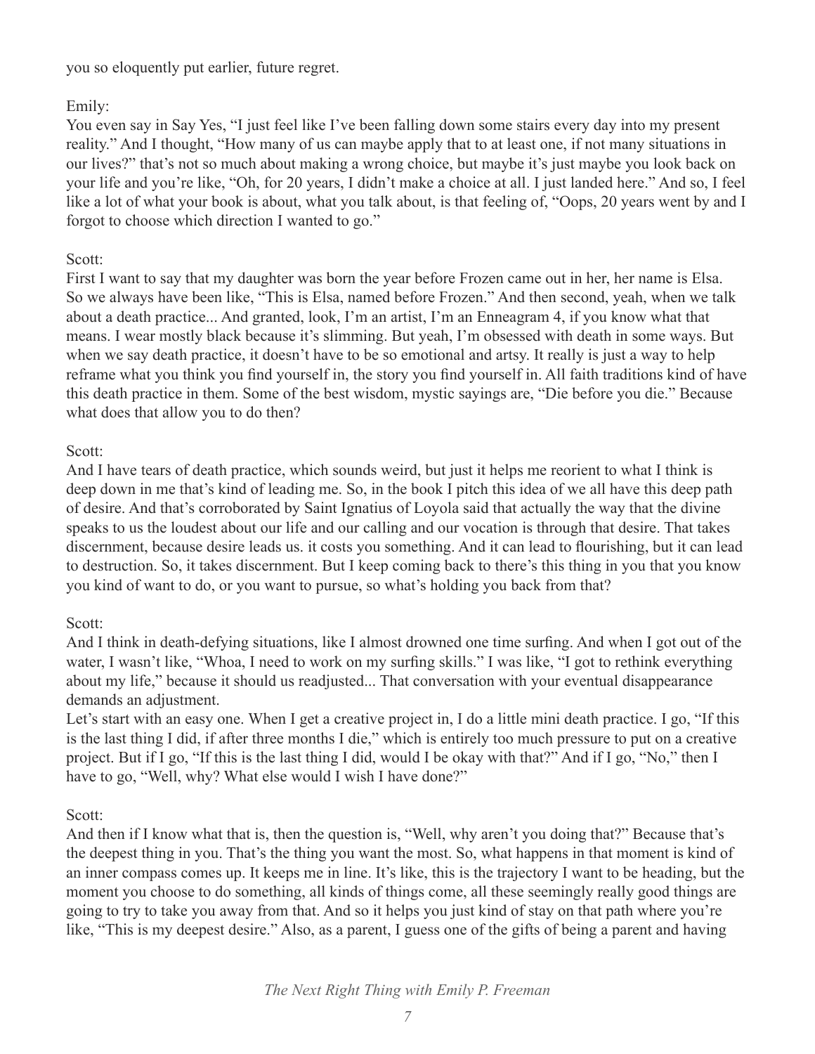you so eloquently put earlier, future regret.

Emily:
You even say in Say Yes, "I just feel like I've been falling down some stairs every day into my present reality." And I thought, "How many of us can maybe apply that to at least one, if not many situations in our lives?" that's not so much about making a wrong choice, but maybe it's just maybe you look back on your life and you're like, "Oh, for 20 years, I didn't make a choice at all. I just landed here." And so, I feel like a lot of what your book is about, what you talk about, is that feeling of, "Oops, 20 years went by and I forgot to choose which direction I wanted to go."

Scott:
First I want to say that my daughter was born the year before Frozen came out in her, her name is Elsa. So we always have been like, "This is Elsa, named before Frozen." And then second, yeah, when we talk about a death practice... And granted, look, I'm an artist, I'm an Enneagram 4, if you know what that means. I wear mostly black because it's slimming. But yeah, I'm obsessed with death in some ways. But when we say death practice, it doesn't have to be so emotional and artsy. It really is just a way to help reframe what you think you find yourself in, the story you find yourself in. All faith traditions kind of have this death practice in them. Some of the best wisdom, mystic sayings are, "Die before you die." Because what does that allow you to do then?

Scott:
And I have tears of death practice, which sounds weird, but just it helps me reorient to what I think is deep down in me that's kind of leading me. So, in the book I pitch this idea of we all have this deep path of desire. And that's corroborated by Saint Ignatius of Loyola said that actually the way that the divine speaks to us the loudest about our life and our calling and our vocation is through that desire. That takes discernment, because desire leads us. it costs you something. And it can lead to flourishing, but it can lead to destruction. So, it takes discernment. But I keep coming back to there's this thing in you that you know you kind of want to do, or you want to pursue, so what's holding you back from that?

Scott:
And I think in death-defying situations, like I almost drowned one time surfing. And when I got out of the water, I wasn't like, "Whoa, I need to work on my surfing skills." I was like, "I got to rethink everything about my life," because it should us readjusted... That conversation with your eventual disappearance demands an adjustment.
Let's start with an easy one. When I get a creative project in, I do a little mini death practice. I go, "If this is the last thing I did, if after three months I die," which is entirely too much pressure to put on a creative project. But if I go, "If this is the last thing I did, would I be okay with that?" And if I go, "No," then I have to go, "Well, why? What else would I wish I have done?"

Scott:
And then if I know what that is, then the question is, "Well, why aren't you doing that?" Because that's the deepest thing in you. That's the thing you want the most. So, what happens in that moment is kind of an inner compass comes up. It keeps me in line. It's like, this is the trajectory I want to be heading, but the moment you choose to do something, all kinds of things come, all these seemingly really good things are going to try to take you away from that. And so it helps you just kind of stay on that path where you're like, "This is my deepest desire." Also, as a parent, I guess one of the gifts of being a parent and having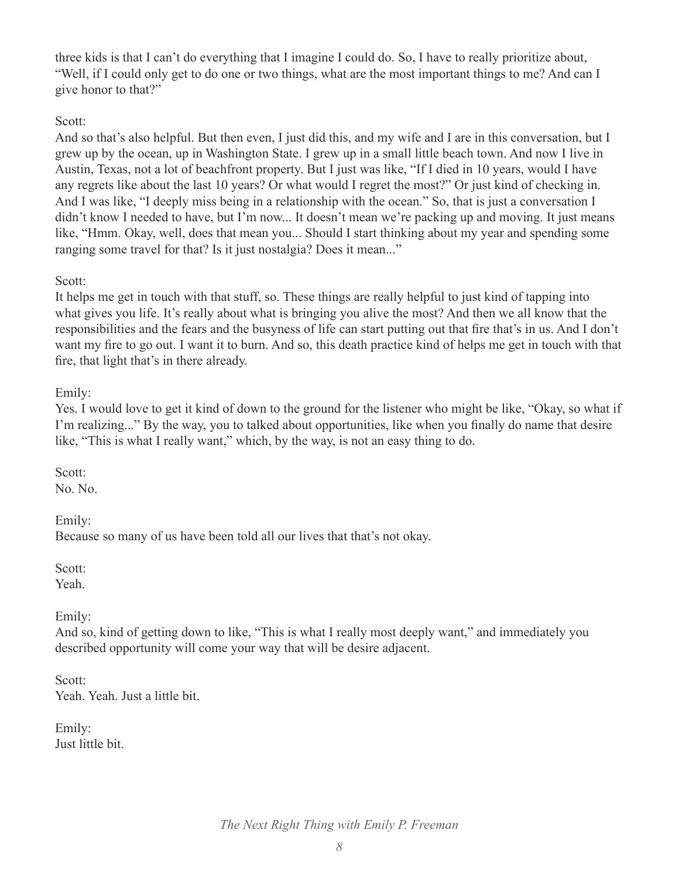three kids is that I can't do everything that I imagine I could do. So, I have to really prioritize about, "Well, if I could only get to do one or two things, what are the most important things to me? And can I give honor to that?"

Scott:
And so that's also helpful. But then even, I just did this, and my wife and I are in this conversation, but I grew up by the ocean, up in Washington State. I grew up in a small little beach town. And now I live in Austin, Texas, not a lot of beachfront property. But I just was like, "If I died in 10 years, would I have any regrets like about the last 10 years? Or what would I regret the most?" Or just kind of checking in. And I was like, "I deeply miss being in a relationship with the ocean." So, that is just a conversation I didn't know I needed to have, but I'm now... It doesn't mean we're packing up and moving. It just means like, "Hmm. Okay, well, does that mean you... Should I start thinking about my year and spending some ranging some travel for that? Is it just nostalgia? Does it mean..."

Scott:
It helps me get in touch with that stuff, so. These things are really helpful to just kind of tapping into what gives you life. It's really about what is bringing you alive the most? And then we all know that the responsibilities and the fears and the busyness of life can start putting out that fire that's in us. And I don't want my fire to go out. I want it to burn. And so, this death practice kind of helps me get in touch with that fire, that light that's in there already.

Emily:
Yes. I would love to get it kind of down to the ground for the listener who might be like, "Okay, so what if I'm realizing..." By the way, you to talked about opportunities, like when you finally do name that desire like, "This is what I really want," which, by the way, is not an easy thing to do.

Scott:
No. No.

Emily:
Because so many of us have been told all our lives that that's not okay.

Scott:
Yeah.

Emily:
And so, kind of getting down to like, "This is what I really most deeply want," and immediately you described opportunity will come your way that will be desire adjacent.

Scott:
Yeah. Yeah. Just a little bit.

Emily:
Just little bit.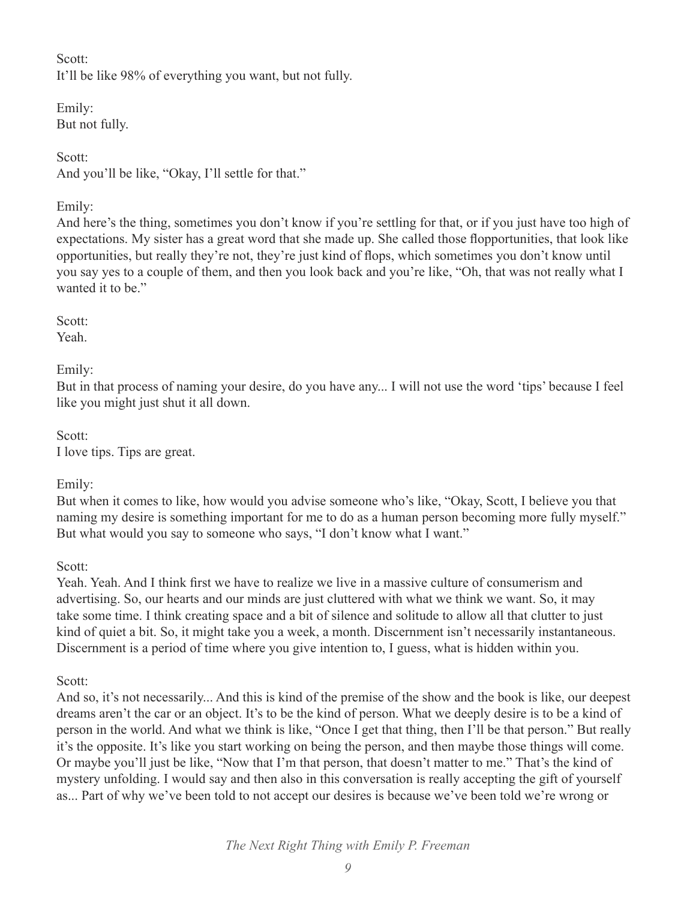Scott:
It'll be like 98% of everything you want, but not fully.

Emily:
But not fully.

Scott:
And you'll be like, "Okay, I'll settle for that."

Emily:
And here's the thing, sometimes you don't know if you're settling for that, or if you just have too high of expectations. My sister has a great word that she made up. She called those flopportunities, that look like opportunities, but really they're not, they're just kind of flops, which sometimes you don't know until you say yes to a couple of them, and then you look back and you're like, "Oh, that was not really what I wanted it to be."

Scott:
Yeah.

Emily:
But in that process of naming your desire, do you have any... I will not use the word 'tips' because I feel like you might just shut it all down.

Scott:
I love tips. Tips are great.

Emily:
But when it comes to like, how would you advise someone who's like, "Okay, Scott, I believe you that naming my desire is something important for me to do as a human person becoming more fully myself." But what would you say to someone who says, "I don't know what I want."

Scott:
Yeah. Yeah. And I think first we have to realize we live in a massive culture of consumerism and advertising. So, our hearts and our minds are just cluttered with what we think we want. So, it may take some time. I think creating space and a bit of silence and solitude to allow all that clutter to just kind of quiet a bit. So, it might take you a week, a month. Discernment isn't necessarily instantaneous. Discernment is a period of time where you give intention to, I guess, what is hidden within you.

Scott:
And so, it's not necessarily... And this is kind of the premise of the show and the book is like, our deepest dreams aren't the car or an object. It's to be the kind of person. What we deeply desire is to be a kind of person in the world. And what we think is like, "Once I get that thing, then I'll be that person." But really it's the opposite. It's like you start working on being the person, and then maybe those things will come. Or maybe you'll just be like, "Now that I'm that person, that doesn't matter to me." That's the kind of mystery unfolding. I would say and then also in this conversation is really accepting the gift of yourself as... Part of why we've been told to not accept our desires is because we've been told we're wrong or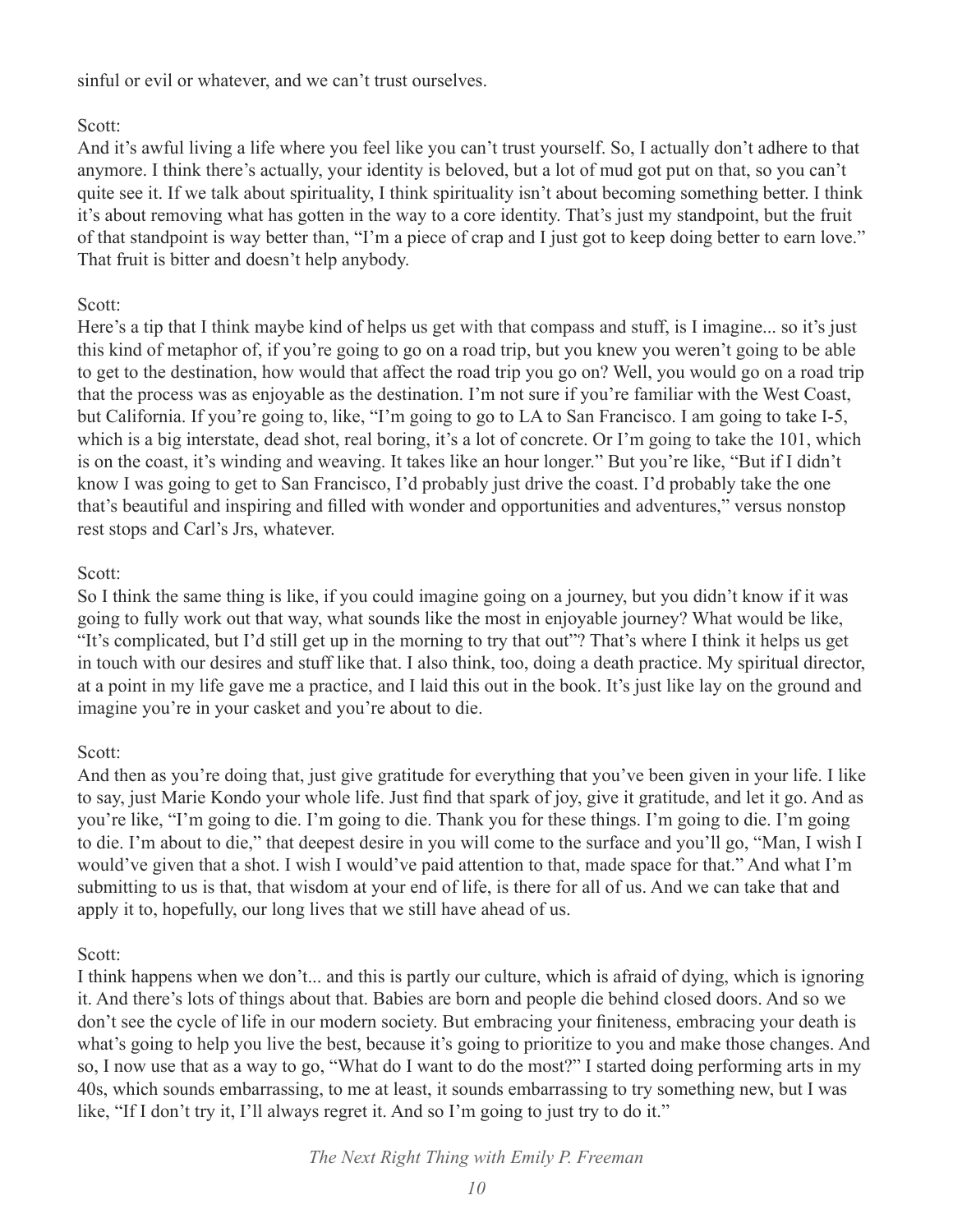sinful or evil or whatever, and we can't trust ourselves.

Scott:
And it's awful living a life where you feel like you can't trust yourself. So, I actually don't adhere to that anymore. I think there's actually, your identity is beloved, but a lot of mud got put on that, so you can't quite see it. If we talk about spirituality, I think spirituality isn't about becoming something better. I think it's about removing what has gotten in the way to a core identity. That's just my standpoint, but the fruit of that standpoint is way better than, "I'm a piece of crap and I just got to keep doing better to earn love." That fruit is bitter and doesn't help anybody.

Scott:
Here's a tip that I think maybe kind of helps us get with that compass and stuff, is I imagine... so it's just this kind of metaphor of, if you're going to go on a road trip, but you knew you weren't going to be able to get to the destination, how would that affect the road trip you go on? Well, you would go on a road trip that the process was as enjoyable as the destination. I'm not sure if you're familiar with the West Coast, but California. If you're going to, like, "I'm going to go to LA to San Francisco. I am going to take I-5, which is a big interstate, dead shot, real boring, it's a lot of concrete. Or I'm going to take the 101, which is on the coast, it's winding and weaving. It takes like an hour longer." But you're like, "But if I didn't know I was going to get to San Francisco, I'd probably just drive the coast. I'd probably take the one that's beautiful and inspiring and filled with wonder and opportunities and adventures," versus nonstop rest stops and Carl's Jrs, whatever.

Scott:
So I think the same thing is like, if you could imagine going on a journey, but you didn't know if it was going to fully work out that way, what sounds like the most in enjoyable journey? What would be like, "It's complicated, but I'd still get up in the morning to try that out"? That's where I think it helps us get in touch with our desires and stuff like that. I also think, too, doing a death practice. My spiritual director, at a point in my life gave me a practice, and I laid this out in the book. It's just like lay on the ground and imagine you're in your casket and you're about to die.

Scott:
And then as you're doing that, just give gratitude for everything that you've been given in your life. I like to say, just Marie Kondo your whole life. Just find that spark of joy, give it gratitude, and let it go. And as you're like, "I'm going to die. I'm going to die. Thank you for these things. I'm going to die. I'm going to die. I'm about to die," that deepest desire in you will come to the surface and you'll go, "Man, I wish I would've given that a shot. I wish I would've paid attention to that, made space for that." And what I'm submitting to us is that, that wisdom at your end of life, is there for all of us. And we can take that and apply it to, hopefully, our long lives that we still have ahead of us.

Scott:
I think happens when we don't... and this is partly our culture, which is afraid of dying, which is ignoring it. And there's lots of things about that. Babies are born and people die behind closed doors. And so we don't see the cycle of life in our modern society. But embracing your finiteness, embracing your death is what's going to help you live the best, because it's going to prioritize to you and make those changes. And so, I now use that as a way to go, "What do I want to do the most?" I started doing performing arts in my 40s, which sounds embarrassing, to me at least, it sounds embarrassing to try something new, but I was like, "If I don't try it, I'll always regret it. And so I'm going to just try to do it."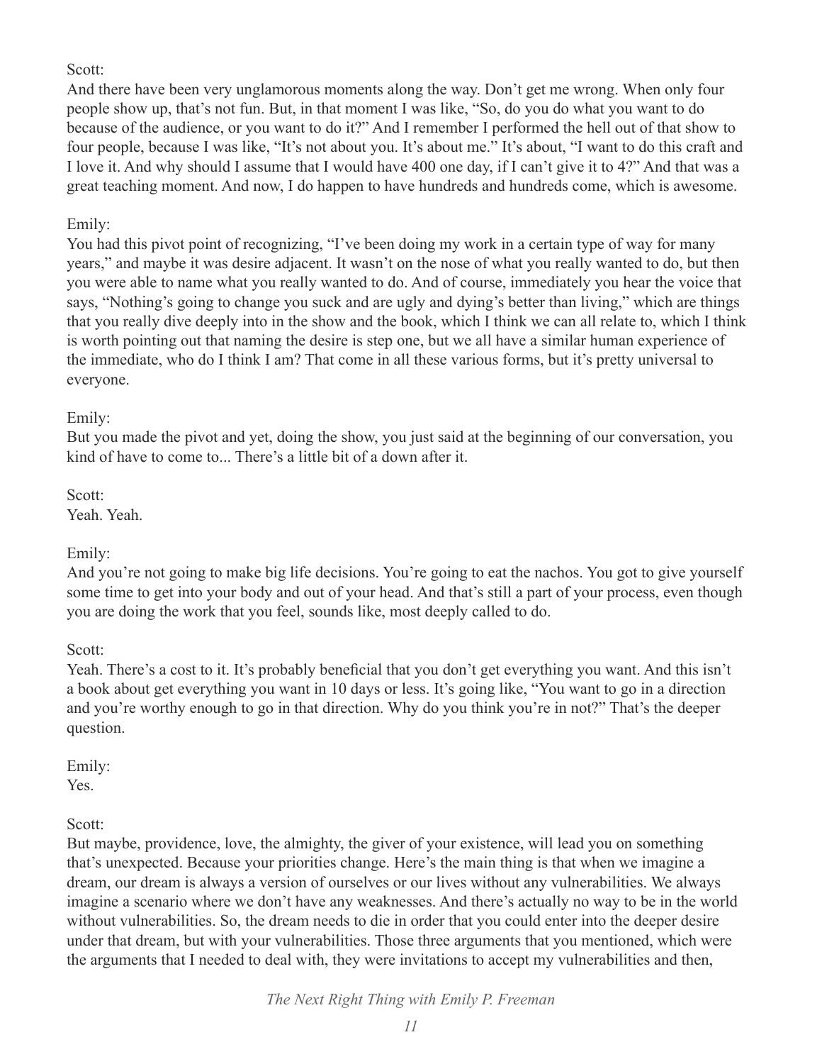Scott:
And there have been very unglamorous moments along the way. Don't get me wrong. When only four people show up, that's not fun. But, in that moment I was like, "So, do you do what you want to do because of the audience, or you want to do it?" And I remember I performed the hell out of that show to four people, because I was like, "It's not about you. It's about me." It's about, "I want to do this craft and I love it. And why should I assume that I would have 400 one day, if I can't give it to 4?" And that was a great teaching moment. And now, I do happen to have hundreds and hundreds come, which is awesome.

Emily:
You had this pivot point of recognizing, "I've been doing my work in a certain type of way for many years," and maybe it was desire adjacent. It wasn't on the nose of what you really wanted to do, but then you were able to name what you really wanted to do. And of course, immediately you hear the voice that says, "Nothing's going to change you suck and are ugly and dying's better than living," which are things that you really dive deeply into in the show and the book, which I think we can all relate to, which I think is worth pointing out that naming the desire is step one, but we all have a similar human experience of the immediate, who do I think I am? That come in all these various forms, but it's pretty universal to everyone.

Emily:
But you made the pivot and yet, doing the show, you just said at the beginning of our conversation, you kind of have to come to... There's a little bit of a down after it.

Scott:
Yeah. Yeah.

Emily:
And you're not going to make big life decisions. You're going to eat the nachos. You got to give yourself some time to get into your body and out of your head. And that's still a part of your process, even though you are doing the work that you feel, sounds like, most deeply called to do.

Scott:
Yeah. There's a cost to it. It's probably beneficial that you don't get everything you want. And this isn't a book about get everything you want in 10 days or less. It's going like, "You want to go in a direction and you're worthy enough to go in that direction. Why do you think you're in not?" That's the deeper question.

Emily:
Yes.

Scott:
But maybe, providence, love, the almighty, the giver of your existence, will lead you on something that's unexpected. Because your priorities change. Here's the main thing is that when we imagine a dream, our dream is always a version of ourselves or our lives without any vulnerabilities. We always imagine a scenario where we don't have any weaknesses. And there's actually no way to be in the world without vulnerabilities. So, the dream needs to die in order that you could enter into the deeper desire under that dream, but with your vulnerabilities. Those three arguments that you mentioned, which were the arguments that I needed to deal with, they were invitations to accept my vulnerabilities and then,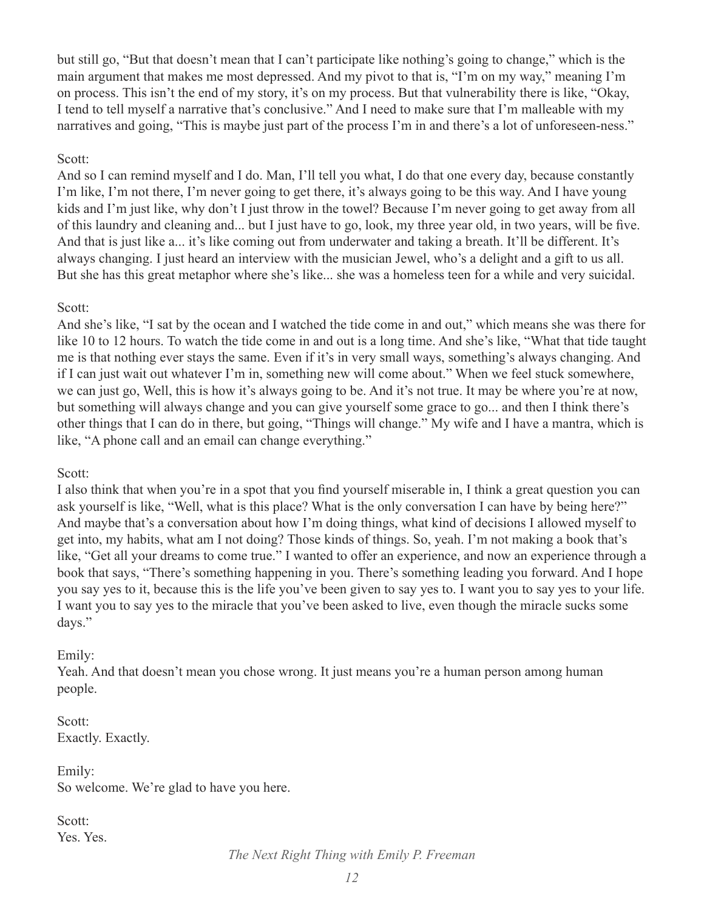but still go, "But that doesn't mean that I can't participate like nothing's going to change," which is the main argument that makes me most depressed. And my pivot to that is, "I'm on my way," meaning I'm on process. This isn't the end of my story, it's on my process. But that vulnerability there is like, "Okay, I tend to tell myself a narrative that's conclusive." And I need to make sure that I'm malleable with my narratives and going, "This is maybe just part of the process I'm in and there's a lot of unforeseen-ness."

Scott:
And so I can remind myself and I do. Man, I'll tell you what, I do that one every day, because constantly I'm like, I'm not there, I'm never going to get there, it's always going to be this way. And I have young kids and I'm just like, why don't I just throw in the towel? Because I'm never going to get away from all of this laundry and cleaning and... but I just have to go, look, my three year old, in two years, will be five. And that is just like a... it's like coming out from underwater and taking a breath. It'll be different. It's always changing. I just heard an interview with the musician Jewel, who's a delight and a gift to us all. But she has this great metaphor where she's like... she was a homeless teen for a while and very suicidal.

Scott:
And she's like, "I sat by the ocean and I watched the tide come in and out," which means she was there for like 10 to 12 hours. To watch the tide come in and out is a long time. And she's like, "What that tide taught me is that nothing ever stays the same. Even if it's in very small ways, something's always changing. And if I can just wait out whatever I'm in, something new will come about." When we feel stuck somewhere, we can just go, Well, this is how it's always going to be. And it's not true. It may be where you're at now, but something will always change and you can give yourself some grace to go... and then I think there's other things that I can do in there, but going, "Things will change." My wife and I have a mantra, which is like, "A phone call and an email can change everything."

Scott:
I also think that when you're in a spot that you find yourself miserable in, I think a great question you can ask yourself is like, "Well, what is this place? What is the only conversation I can have by being here?" And maybe that's a conversation about how I'm doing things, what kind of decisions I allowed myself to get into, my habits, what am I not doing? Those kinds of things. So, yeah. I'm not making a book that's like, "Get all your dreams to come true." I wanted to offer an experience, and now an experience through a book that says, "There's something happening in you. There's something leading you forward. And I hope you say yes to it, because this is the life you've been given to say yes to. I want you to say yes to your life. I want you to say yes to the miracle that you've been asked to live, even though the miracle sucks some days."

Emily:
Yeah. And that doesn't mean you chose wrong. It just means you're a human person among human people.

Scott:
Exactly. Exactly.

Emily:
So welcome. We're glad to have you here.

Scott:
Yes. Yes.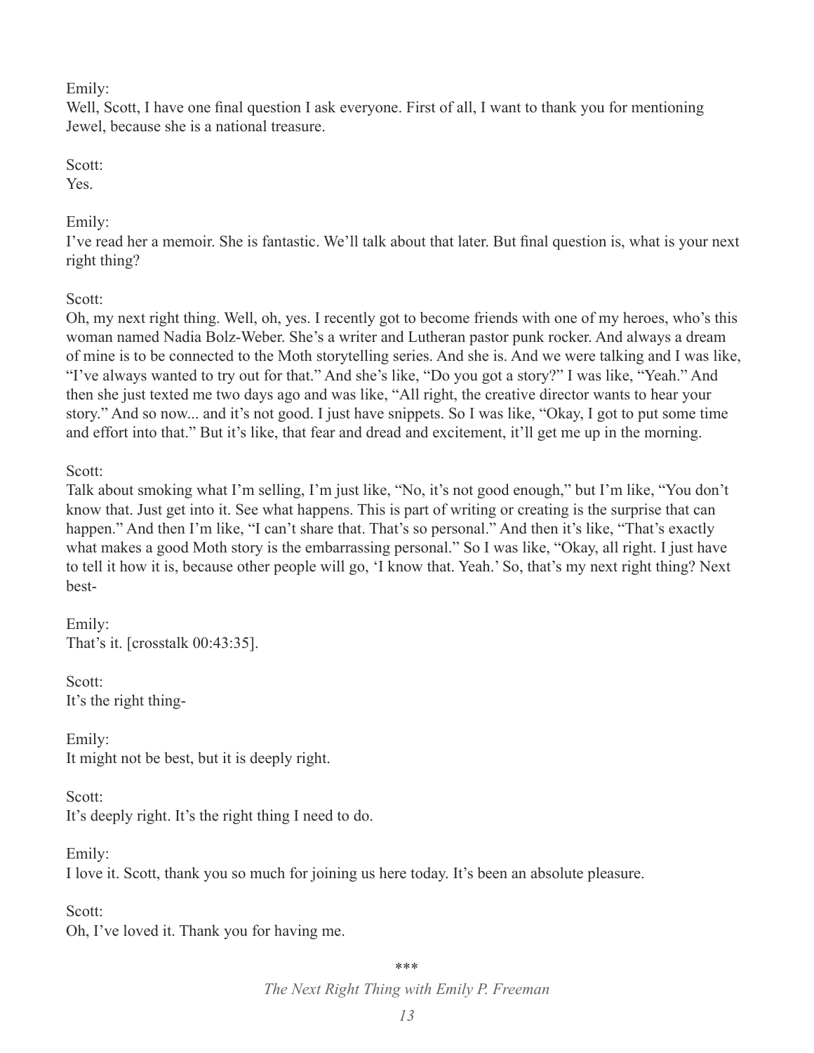Emily:
Well, Scott, I have one final question I ask everyone. First of all, I want to thank you for mentioning Jewel, because she is a national treasure.

Scott:
Yes.

Emily:
I've read her a memoir. She is fantastic. We'll talk about that later. But final question is, what is your next right thing?

Scott:
Oh, my next right thing. Well, oh, yes. I recently got to become friends with one of my heroes, who's this woman named Nadia Bolz-Weber. She's a writer and Lutheran pastor punk rocker. And always a dream of mine is to be connected to the Moth storytelling series. And she is. And we were talking and I was like, "I've always wanted to try out for that." And she's like, "Do you got a story?" I was like, "Yeah." And then she just texted me two days ago and was like, "All right, the creative director wants to hear your story." And so now... and it's not good. I just have snippets. So I was like, "Okay, I got to put some time and effort into that." But it's like, that fear and dread and excitement, it'll get me up in the morning.

Scott:
Talk about smoking what I'm selling, I'm just like, "No, it's not good enough," but I'm like, "You don't know that. Just get into it. See what happens. This is part of writing or creating is the surprise that can happen." And then I'm like, "I can't share that. That's so personal." And then it's like, "That's exactly what makes a good Moth story is the embarrassing personal." So I was like, "Okay, all right. I just have to tell it how it is, because other people will go, 'I know that. Yeah.' So, that's my next right thing? Next best-

Emily:
That's it. [crosstalk 00:43:35].

Scott:
It's the right thing-

Emily:
It might not be best, but it is deeply right.

Scott:
It's deeply right. It's the right thing I need to do.

Emily:
I love it. Scott, thank you so much for joining us here today. It's been an absolute pleasure.

Scott:
Oh, I've loved it. Thank you for having me.

\*\*\*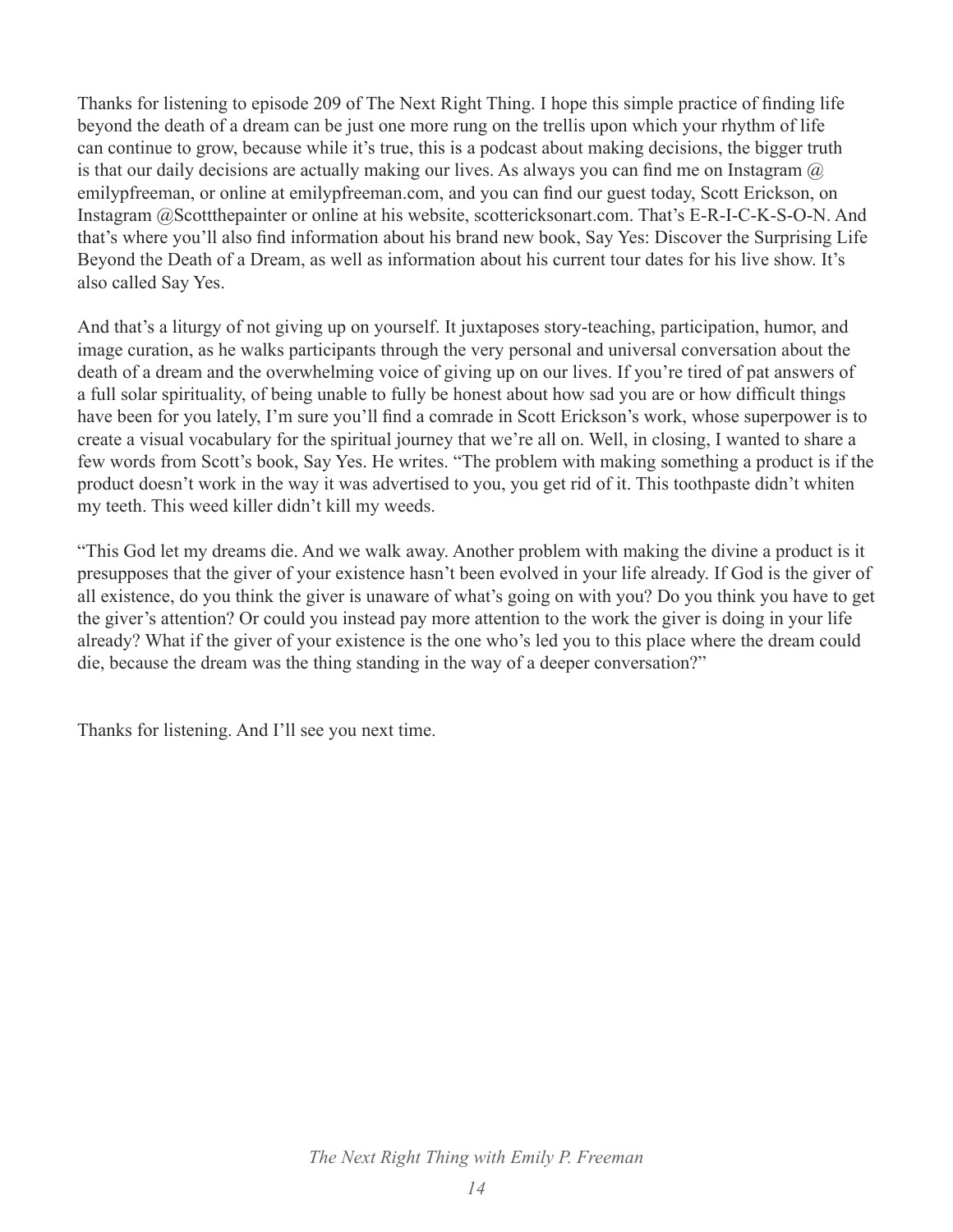Thanks for listening to episode 209 of The Next Right Thing. I hope this simple practice of finding life beyond the death of a dream can be just one more rung on the trellis upon which your rhythm of life can continue to grow, because while it's true, this is a podcast about making decisions, the bigger truth is that our daily decisions are actually making our lives. As always you can find me on Instagram @ emilypfreeman, or online at emilypfreeman.com, and you can find our guest today, Scott Erickson, on Instagram @Scottthepainter or online at his website, scottericksonart.com. That's E-R-I-C-K-S-O-N. And that's where you'll also find information about his brand new book, Say Yes: Discover the Surprising Life Beyond the Death of a Dream, as well as information about his current tour dates for his live show. It's also called Say Yes.

And that's a liturgy of not giving up on yourself. It juxtaposes story-teaching, participation, humor, and image curation, as he walks participants through the very personal and universal conversation about the death of a dream and the overwhelming voice of giving up on our lives. If you're tired of pat answers of a full solar spirituality, of being unable to fully be honest about how sad you are or how difficult things have been for you lately, I'm sure you'll find a comrade in Scott Erickson's work, whose superpower is to create a visual vocabulary for the spiritual journey that we're all on. Well, in closing, I wanted to share a few words from Scott's book, Say Yes. He writes. "The problem with making something a product is if the product doesn't work in the way it was advertised to you, you get rid of it. This toothpaste didn't whiten my teeth. This weed killer didn't kill my weeds.

"This God let my dreams die. And we walk away. Another problem with making the divine a product is it presupposes that the giver of your existence hasn't been evolved in your life already. If God is the giver of all existence, do you think the giver is unaware of what's going on with you? Do you think you have to get the giver's attention? Or could you instead pay more attention to the work the giver is doing in your life already? What if the giver of your existence is the one who's led you to this place where the dream could die, because the dream was the thing standing in the way of a deeper conversation?"

Thanks for listening. And I'll see you next time.